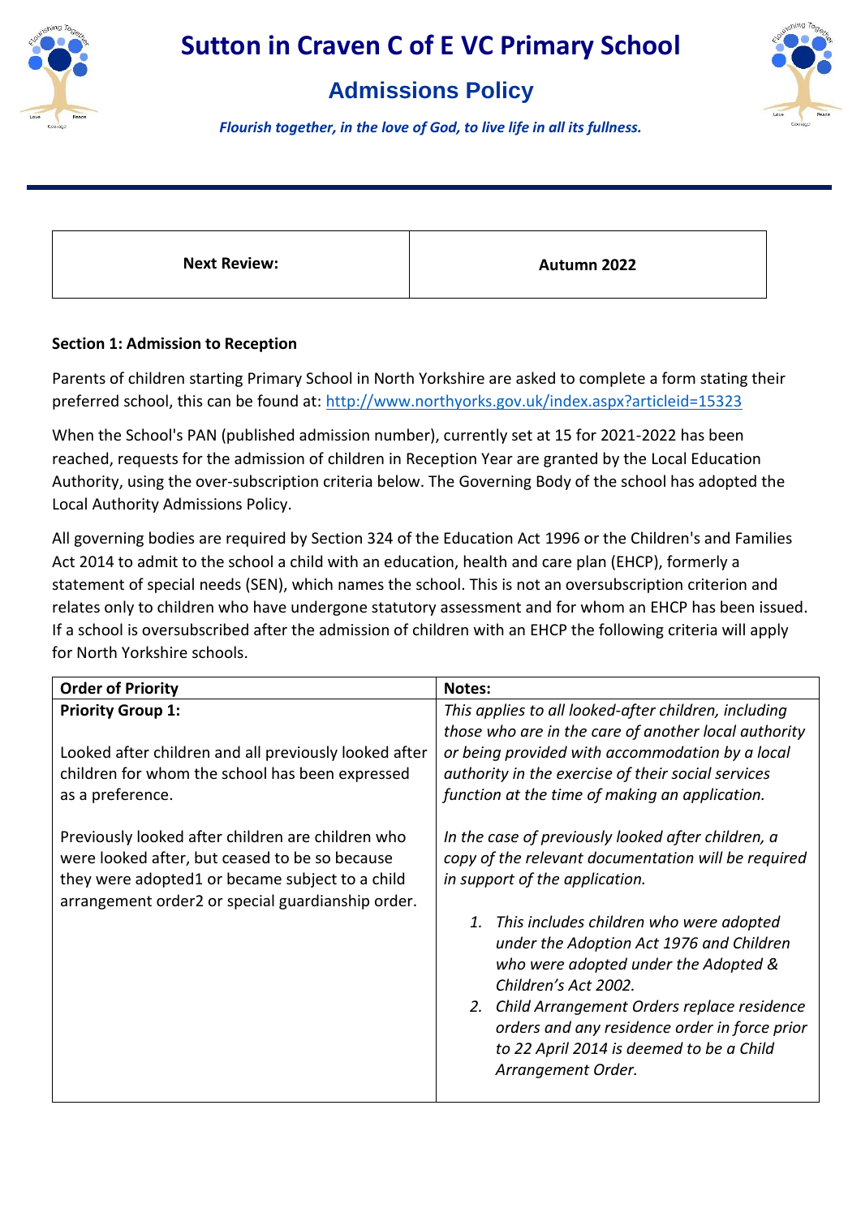# Sutton in Craven C of E VC Primary School

## Admissions Policy

*Flourish together, in the love of God, to live life in all its fullness.*

| Next Review: | Autumn 2022 |
| --- | --- |

### Section 1: Admission to Reception

Parents of children starting Primary School in North Yorkshire are asked to complete a form stating their preferred school, this can be found at: http://www.northyorks.gov.uk/index.aspx?articleid=15323

When the School's PAN (published admission number), currently set at 15 for 2021-2022 has been reached, requests for the admission of children in Reception Year are granted by the Local Education Authority, using the over-subscription criteria below. The Governing Body of the school has adopted the Local Authority Admissions Policy.

All governing bodies are required by Section 324 of the Education Act 1996 or the Children's and Families Act 2014 to admit to the school a child with an education, health and care plan (EHCP), formerly a statement of special needs (SEN), which names the school. This is not an oversubscription criterion and relates only to children who have undergone statutory assessment and for whom an EHCP has been issued. If a school is oversubscribed after the admission of children with an EHCP the following criteria will apply for North Yorkshire schools.

| Order of Priority | Notes: |
| --- | --- |
| **Priority Group 1:**<br><br>Looked after children and all previously looked after children for whom the school has been expressed as a preference.<br><br>Previously looked after children are children who were looked after, but ceased to be so because they were adopted1 or became subject to a child arrangement order2 or special guardianship order. | *This applies to all looked-after children, including those who are in the care of another local authority or being provided with accommodation by a local authority in the exercise of their social services function at the time of making an application.*<br><br>*In the case of previously looked after children, a copy of the relevant documentation will be required in support of the application.*<br><br>*1. This includes children who were adopted under the Adoption Act 1976 and Children who were adopted under the Adopted & Children's Act 2002.*<br>*2. Child Arrangement Orders replace residence orders and any residence order in force prior to 22 April 2014 is deemed to be a Child Arrangement Order.* |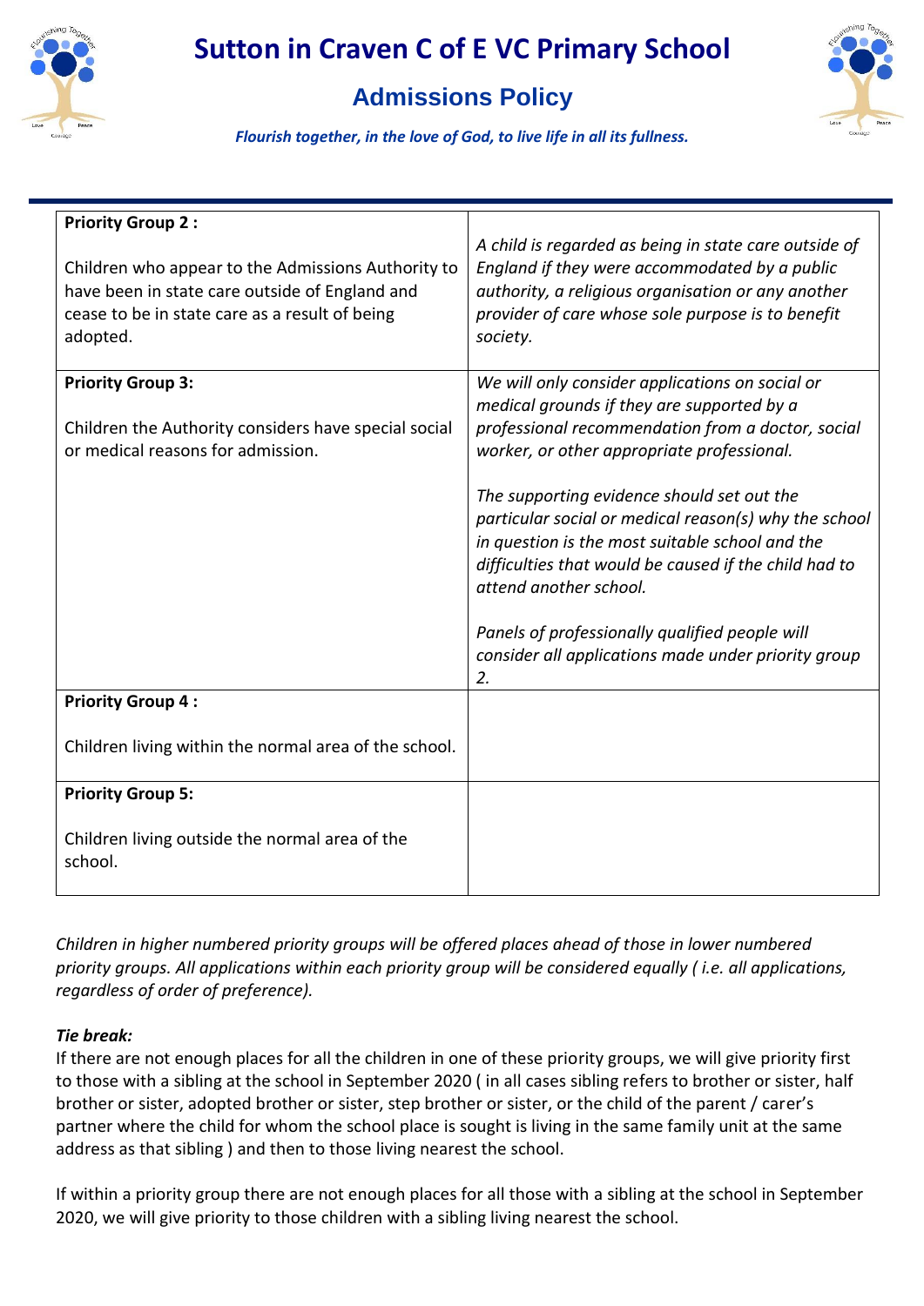# Sutton in Craven C of E VC Primary School

## Admissions Policy

*Flourish together, in the love of God, to live life in all its fullness.*

| | |
|---|---|
| **Priority Group 2 :**<br><br>Children who appear to the Admissions Authority to have been in state care outside of England and cease to be in state care as a result of being adopted. | *A child is regarded as being in state care outside of England if they were accommodated by a public authority, a religious organisation or any another provider of care whose sole purpose is to benefit society.* |
| **Priority Group 3:**<br><br>Children the Authority considers have special social or medical reasons for admission. | *We will only consider applications on social or medical grounds if they are supported by a professional recommendation from a doctor, social worker, or other appropriate professional.*<br><br>*The supporting evidence should set out the particular social or medical reason(s) why the school in question is the most suitable school and the difficulties that would be caused if the child had to attend another school.*<br><br>*Panels of professionally qualified people will consider all applications made under priority group 2.* |
| **Priority Group 4 :**<br><br>Children living within the normal area of the school. | |
| **Priority Group 5:**<br><br>Children living outside the normal area of the school. | |

*Children in higher numbered priority groups will be offered places ahead of those in lower numbered priority groups. All applications within each priority group will be considered equally ( i.e. all applications, regardless of order of preference).*

***Tie break:***

If there are not enough places for all the children in one of these priority groups, we will give priority first to those with a sibling at the school in September 2020 ( in all cases sibling refers to brother or sister, half brother or sister, adopted brother or sister, step brother or sister, or the child of the parent / carer's partner where the child for whom the school place is sought is living in the same family unit at the same address as that sibling ) and then to those living nearest the school.

If within a priority group there are not enough places for all those with a sibling at the school in September 2020, we will give priority to those children with a sibling living nearest the school.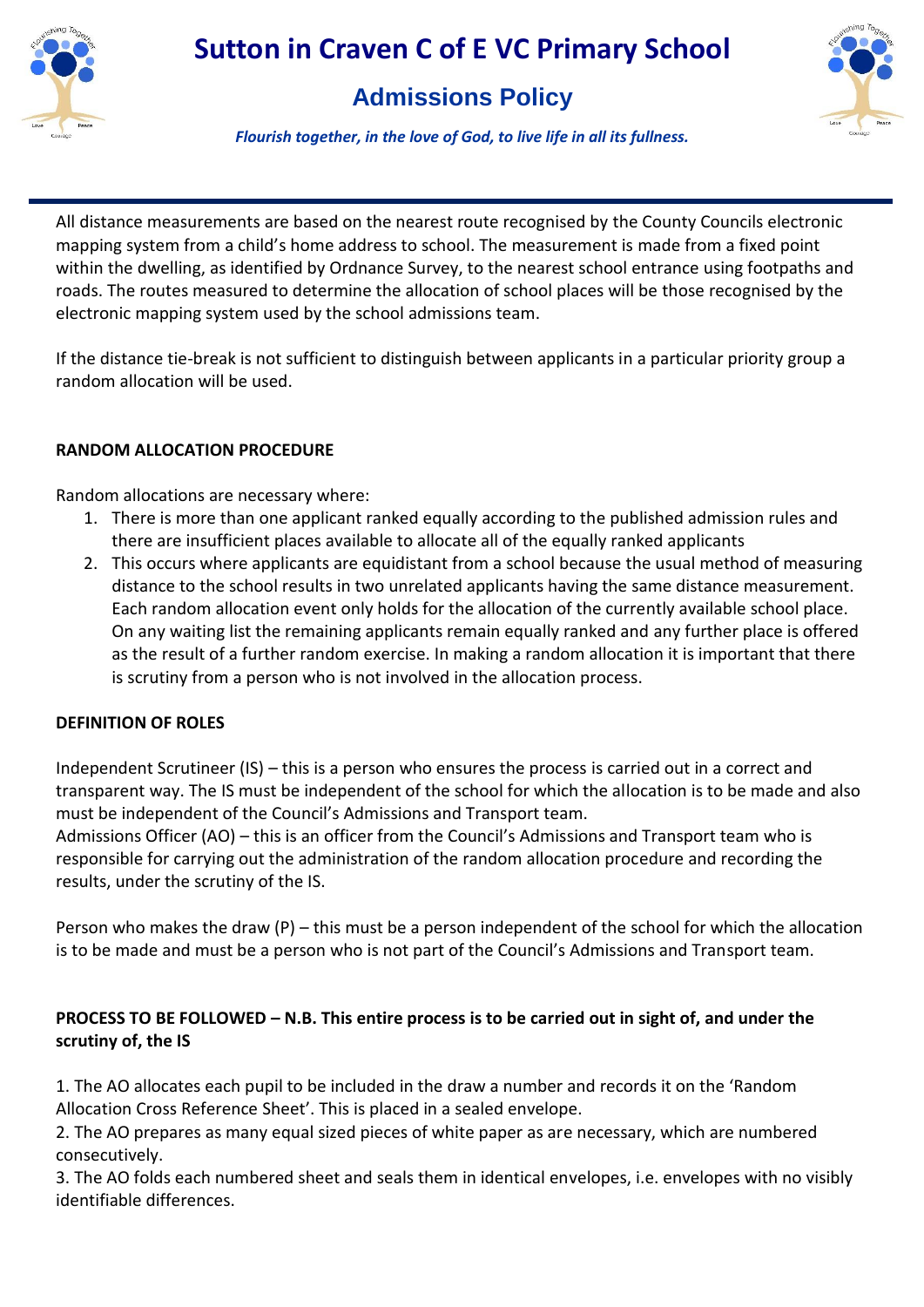All distance measurements are based on the nearest route recognised by the County Councils electronic mapping system from a child's home address to school. The measurement is made from a fixed point within the dwelling, as identified by Ordnance Survey, to the nearest school entrance using footpaths and roads. The routes measured to determine the allocation of school places will be those recognised by the electronic mapping system used by the school admissions team.

If the distance tie-break is not sufficient to distinguish between applicants in a particular priority group a random allocation will be used.

**RANDOM ALLOCATION PROCEDURE**

Random allocations are necessary where:

1. There is more than one applicant ranked equally according to the published admission rules and there are insufficient places available to allocate all of the equally ranked applicants
2. This occurs where applicants are equidistant from a school because the usual method of measuring distance to the school results in two unrelated applicants having the same distance measurement. Each random allocation event only holds for the allocation of the currently available school place. On any waiting list the remaining applicants remain equally ranked and any further place is offered as the result of a further random exercise. In making a random allocation it is important that there is scrutiny from a person who is not involved in the allocation process.

**DEFINITION OF ROLES**

Independent Scrutineer (IS) – this is a person who ensures the process is carried out in a correct and transparent way. The IS must be independent of the school for which the allocation is to be made and also must be independent of the Council's Admissions and Transport team.
Admissions Officer (AO) – this is an officer from the Council's Admissions and Transport team who is responsible for carrying out the administration of the random allocation procedure and recording the results, under the scrutiny of the IS.

Person who makes the draw (P) – this must be a person independent of the school for which the allocation is to be made and must be a person who is not part of the Council's Admissions and Transport team.

**PROCESS TO BE FOLLOWED – N.B. This entire process is to be carried out in sight of, and under the scrutiny of, the IS**

1. The AO allocates each pupil to be included in the draw a number and records it on the 'Random Allocation Cross Reference Sheet'. This is placed in a sealed envelope.
2. The AO prepares as many equal sized pieces of white paper as are necessary, which are numbered consecutively.
3. The AO folds each numbered sheet and seals them in identical envelopes, i.e. envelopes with no visibly identifiable differences.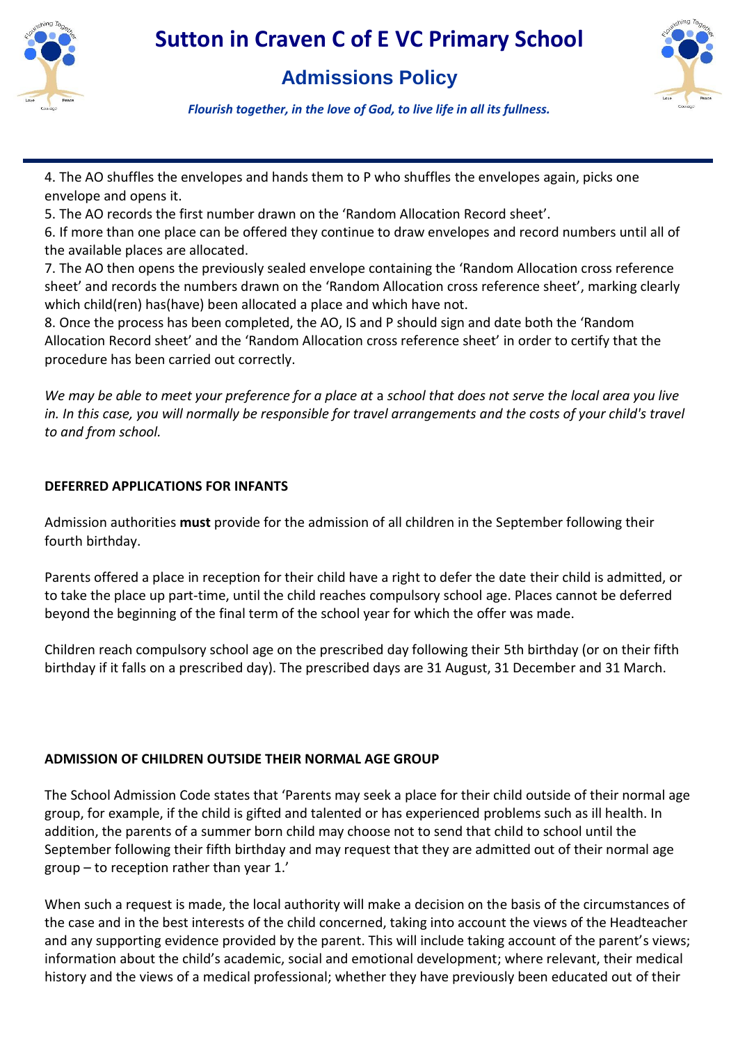4. The AO shuffles the envelopes and hands them to P who shuffles the envelopes again, picks one envelope and opens it.
5. The AO records the first number drawn on the 'Random Allocation Record sheet'.
6. If more than one place can be offered they continue to draw envelopes and record numbers until all of the available places are allocated.
7. The AO then opens the previously sealed envelope containing the 'Random Allocation cross reference sheet' and records the numbers drawn on the 'Random Allocation cross reference sheet', marking clearly which child(ren) has(have) been allocated a place and which have not.
8. Once the process has been completed, the AO, IS and P should sign and date both the 'Random Allocation Record sheet' and the 'Random Allocation cross reference sheet' in order to certify that the procedure has been carried out correctly.

*We may be able to meet your preference for a place at* a *school that does not serve the local area you live in. In this case, you will normally be responsible for travel arrangements and the costs of your child's travel to and from school.*

**DEFERRED APPLICATIONS FOR INFANTS**

Admission authorities **must** provide for the admission of all children in the September following their fourth birthday.

Parents offered a place in reception for their child have a right to defer the date their child is admitted, or to take the place up part-time, until the child reaches compulsory school age. Places cannot be deferred beyond the beginning of the final term of the school year for which the offer was made.

Children reach compulsory school age on the prescribed day following their 5th birthday (or on their fifth birthday if it falls on a prescribed day). The prescribed days are 31 August, 31 December and 31 March.

**ADMISSION OF CHILDREN OUTSIDE THEIR NORMAL AGE GROUP**

The School Admission Code states that 'Parents may seek a place for their child outside of their normal age group, for example, if the child is gifted and talented or has experienced problems such as ill health. In addition, the parents of a summer born child may choose not to send that child to school until the September following their fifth birthday and may request that they are admitted out of their normal age group – to reception rather than year 1.'

When such a request is made, the local authority will make a decision on the basis of the circumstances of the case and in the best interests of the child concerned, taking into account the views of the Headteacher and any supporting evidence provided by the parent. This will include taking account of the parent's views; information about the child's academic, social and emotional development; where relevant, their medical history and the views of a medical professional; whether they have previously been educated out of their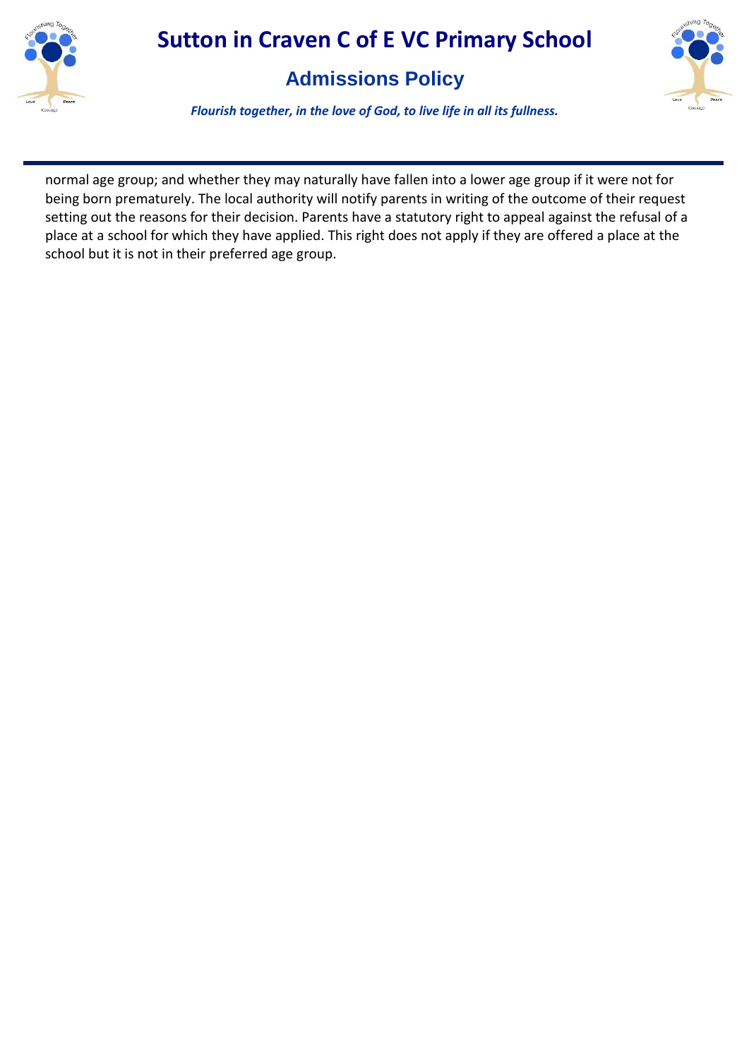normal age group; and whether they may naturally have fallen into a lower age group if it were not for being born prematurely. The local authority will notify parents in writing of the outcome of their request setting out the reasons for their decision. Parents have a statutory right to appeal against the refusal of a place at a school for which they have applied. This right does not apply if they are offered a place at the school but it is not in their preferred age group.